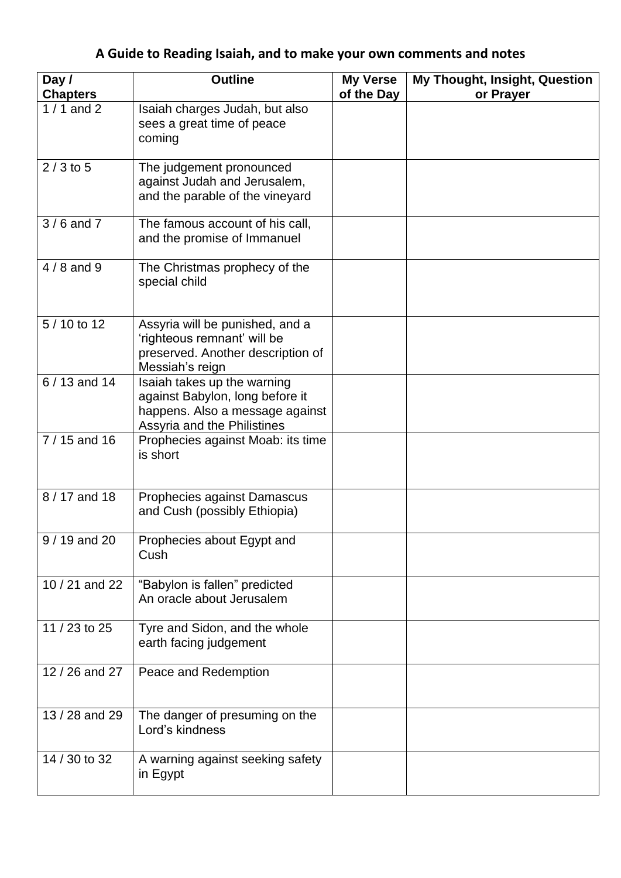# A Guide to Reading Isaiah, and to make your own comments and notes

| Day / Chapters | Outline | My Verse of the Day | My Thought, Insight, Question or Prayer |
|---|---|---|---|
| 1 / 1 and 2 | Isaiah charges Judah, but also sees a great time of peace coming | | |
| 2 / 3 to 5 | The judgement pronounced against Judah and Jerusalem, and the parable of the vineyard | | |
| 3 / 6 and 7 | The famous account of his call, and the promise of Immanuel | | |
| 4 / 8 and 9 | The Christmas prophecy of the special child | | |
| 5 / 10 to 12 | Assyria will be punished, and a 'righteous remnant' will be preserved. Another description of Messiah's reign | | |
| 6 / 13 and 14 | Isaiah takes up the warning against Babylon, long before it happens. Also a message against Assyria and the Philistines | | |
| 7 / 15 and 16 | Prophecies against Moab: its time is short | | |
| 8 / 17 and 18 | Prophecies against Damascus and Cush (possibly Ethiopia) | | |
| 9 / 19 and 20 | Prophecies about Egypt and Cush | | |
| 10 / 21 and 22 | "Babylon is fallen" predicted An oracle about Jerusalem | | |
| 11 / 23 to 25 | Tyre and Sidon, and the whole earth facing judgement | | |
| 12 / 26 and 27 | Peace and Redemption | | |
| 13 / 28 and 29 | The danger of presuming on the Lord's kindness | | |
| 14 / 30 to 32 | A warning against seeking safety in Egypt | | |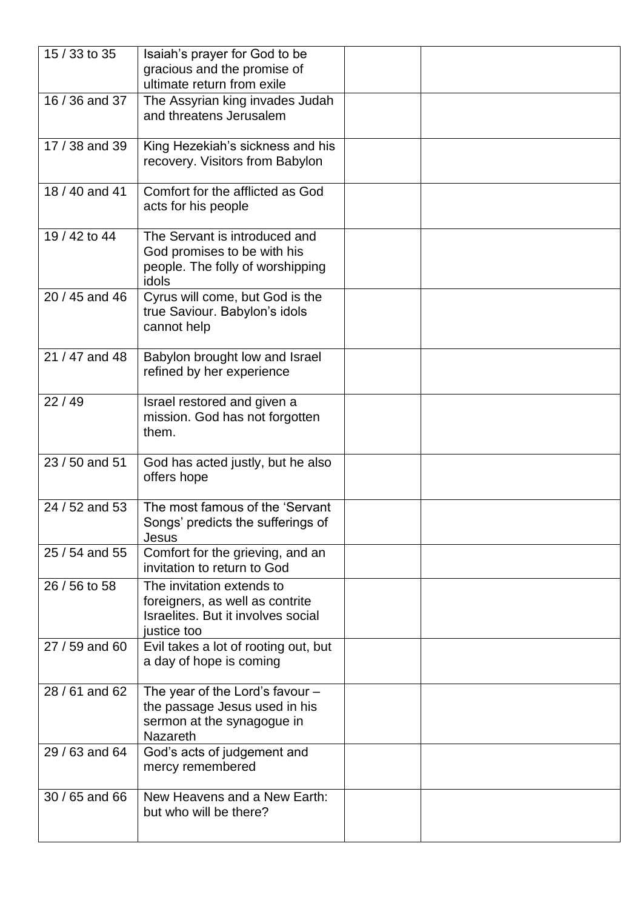| | | | |
|---|---|---|---|
| 15 / 33 to 35 | Isaiah's prayer for God to be gracious and the promise of ultimate return from exile | | |
| 16 / 36 and 37 | The Assyrian king invades Judah and threatens Jerusalem | | |
| 17 / 38 and 39 | King Hezekiah's sickness and his recovery. Visitors from Babylon | | |
| 18 / 40 and 41 | Comfort for the afflicted as God acts for his people | | |
| 19 / 42 to 44 | The Servant is introduced and God promises to be with his people. The folly of worshipping idols | | |
| 20 / 45 and 46 | Cyrus will come, but God is the true Saviour. Babylon's idols cannot help | | |
| 21 / 47 and 48 | Babylon brought low and Israel refined by her experience | | |
| 22 / 49 | Israel restored and given a mission. God has not forgotten them. | | |
| 23 / 50 and 51 | God has acted justly, but he also offers hope | | |
| 24 / 52 and 53 | The most famous of the 'Servant Songs' predicts the sufferings of Jesus | | |
| 25 / 54 and 55 | Comfort for the grieving, and an invitation to return to God | | |
| 26 / 56 to 58 | The invitation extends to foreigners, as well as contrite Israelites. But it involves social justice too | | |
| 27 / 59 and 60 | Evil takes a lot of rooting out, but a day of hope is coming | | |
| 28 / 61 and 62 | The year of the Lord's favour – the passage Jesus used in his sermon at the synagogue in Nazareth | | |
| 29 / 63 and 64 | God's acts of judgement and mercy remembered | | |
| 30 / 65 and 66 | New Heavens and a New Earth: but who will be there? | | |